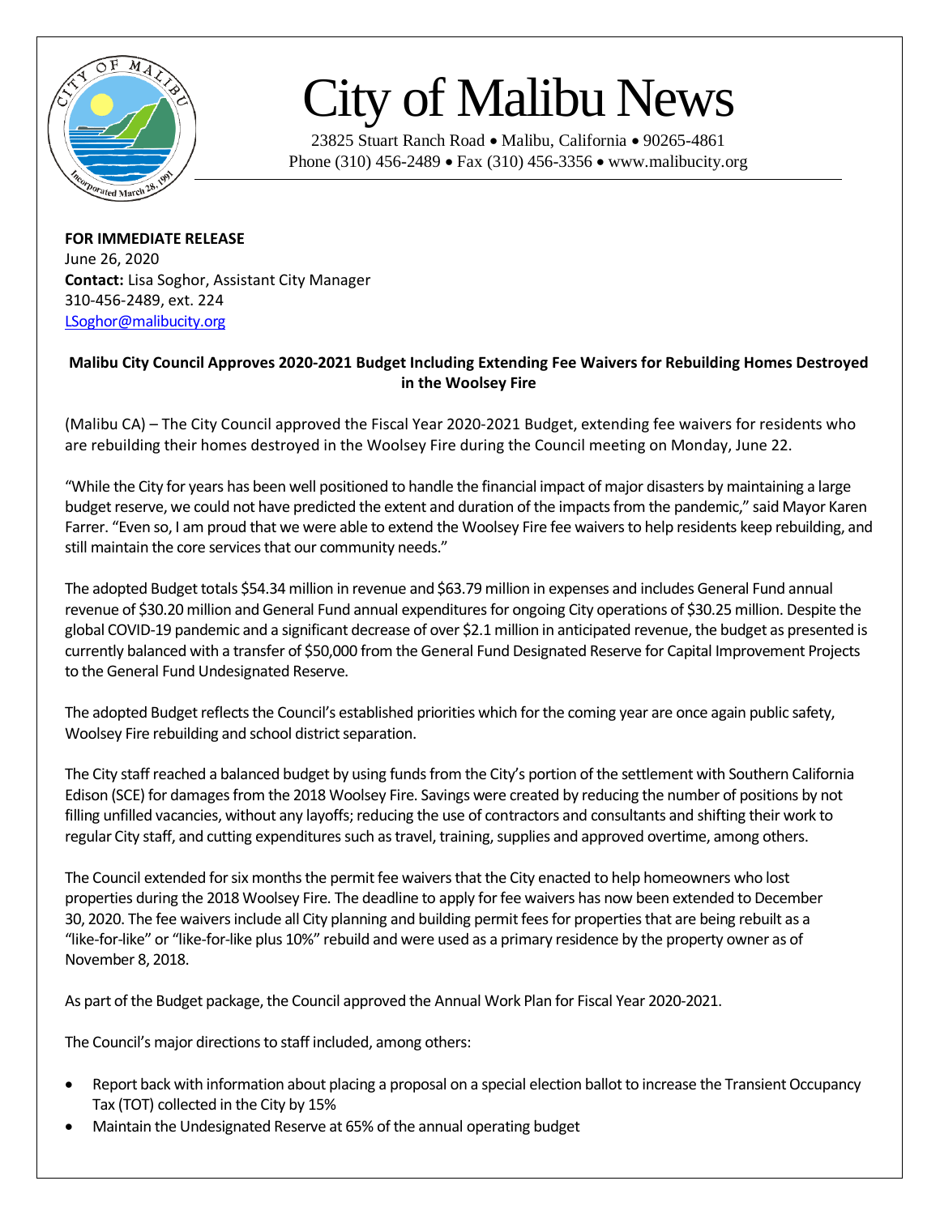# City of Malibu News

23825 Stuart Ranch Road • Malibu, California • 90265-4861
Phone (310) 456-2489 • Fax (310) 456-3356 • www.malibucity.org

**FOR IMMEDIATE RELEASE**
June 26, 2020
**Contact:** Lisa Soghor, Assistant City Manager
310-456-2489, ext. 224
LSoghor@malibucity.org

**Malibu City Council Approves 2020-2021 Budget Including Extending Fee Waivers for Rebuilding Homes Destroyed in the Woolsey Fire**

(Malibu CA) – The City Council approved the Fiscal Year 2020-2021 Budget, extending fee waivers for residents who are rebuilding their homes destroyed in the Woolsey Fire during the Council meeting on Monday, June 22.

"While the City for years has been well positioned to handle the financial impact of major disasters by maintaining a large budget reserve, we could not have predicted the extent and duration of the impacts from the pandemic," said Mayor Karen Farrer. "Even so, I am proud that we were able to extend the Woolsey Fire fee waivers to help residents keep rebuilding, and still maintain the core services that our community needs."

The adopted Budget totals $54.34 million in revenue and $63.79 million in expenses and includes General Fund annual revenue of $30.20 million and General Fund annual expenditures for ongoing City operations of $30.25 million. Despite the global COVID-19 pandemic and a significant decrease of over $2.1 million in anticipated revenue, the budget as presented is currently balanced with a transfer of $50,000 from the General Fund Designated Reserve for Capital Improvement Projects to the General Fund Undesignated Reserve.

The adopted Budget reflects the Council's established priorities which for the coming year are once again public safety, Woolsey Fire rebuilding and school district separation.

The City staff reached a balanced budget by using funds from the City's portion of the settlement with Southern California Edison (SCE) for damages from the 2018 Woolsey Fire. Savings were created by reducing the number of positions by not filling unfilled vacancies, without any layoffs; reducing the use of contractors and consultants and shifting their work to regular City staff, and cutting expenditures such as travel, training, supplies and approved overtime, among others.

The Council extended for six months the permit fee waivers that the City enacted to help homeowners who lost properties during the 2018 Woolsey Fire. The deadline to apply for fee waivers has now been extended to December 30, 2020. The fee waivers include all City planning and building permit fees for properties that are being rebuilt as a "like-for-like" or "like-for-like plus 10%" rebuild and were used as a primary residence by the property owner as of November 8, 2018.

As part of the Budget package, the Council approved the Annual Work Plan for Fiscal Year 2020-2021.

The Council's major directions to staff included, among others:

- Report back with information about placing a proposal on a special election ballot to increase the Transient Occupancy Tax (TOT) collected in the City by 15%
- Maintain the Undesignated Reserve at 65% of the annual operating budget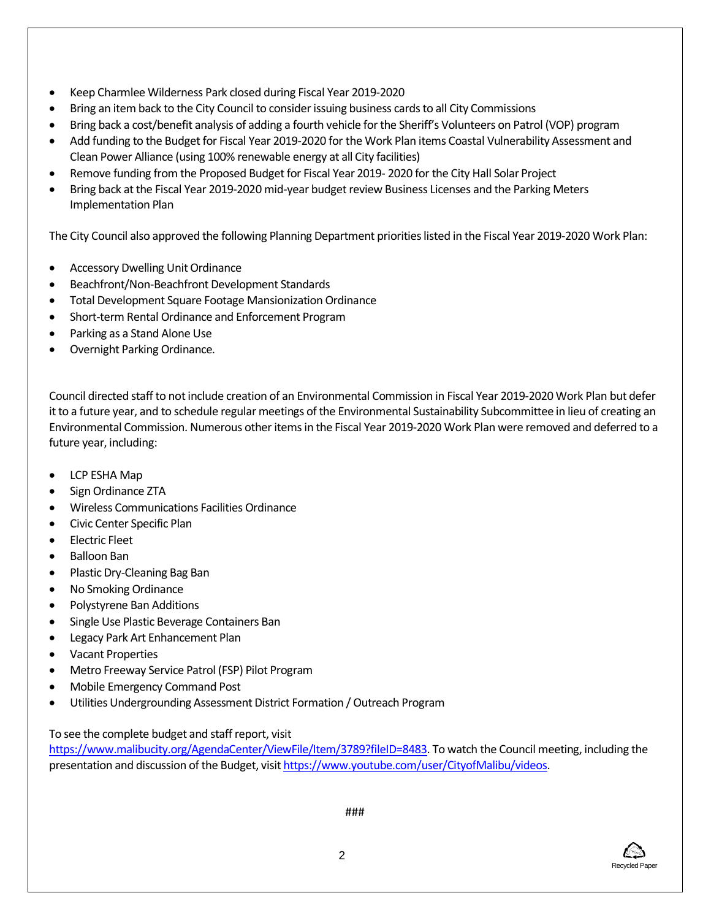- Keep Charmlee Wilderness Park closed during Fiscal Year 2019-2020
- Bring an item back to the City Council to consider issuing business cards to all City Commissions
- Bring back a cost/benefit analysis of adding a fourth vehicle for the Sheriff's Volunteers on Patrol (VOP) program
- Add funding to the Budget for Fiscal Year 2019-2020 for the Work Plan items Coastal Vulnerability Assessment and Clean Power Alliance (using 100% renewable energy at all City facilities)
- Remove funding from the Proposed Budget for Fiscal Year 2019- 2020 for the City Hall Solar Project
- Bring back at the Fiscal Year 2019-2020 mid-year budget review Business Licenses and the Parking Meters Implementation Plan

The City Council also approved the following Planning Department priorities listed in the Fiscal Year 2019-2020 Work Plan:

- Accessory Dwelling Unit Ordinance
- Beachfront/Non-Beachfront Development Standards
- Total Development Square Footage Mansionization Ordinance
- Short-term Rental Ordinance and Enforcement Program
- Parking as a Stand Alone Use
- Overnight Parking Ordinance.

Council directed staff to not include creation of an Environmental Commission in Fiscal Year 2019-2020 Work Plan but defer it to a future year, and to schedule regular meetings of the Environmental Sustainability Subcommittee in lieu of creating an Environmental Commission. Numerous other items in the Fiscal Year 2019-2020 Work Plan were removed and deferred to a future year, including:

- LCP ESHA Map
- Sign Ordinance ZTA
- Wireless Communications Facilities Ordinance
- Civic Center Specific Plan
- Electric Fleet
- Balloon Ban
- Plastic Dry-Cleaning Bag Ban
- No Smoking Ordinance
- Polystyrene Ban Additions
- Single Use Plastic Beverage Containers Ban
- Legacy Park Art Enhancement Plan
- Vacant Properties
- Metro Freeway Service Patrol (FSP) Pilot Program
- Mobile Emergency Command Post
- Utilities Undergrounding Assessment District Formation / Outreach Program

To see the complete budget and staff report, visit https://www.malibucity.org/AgendaCenter/ViewFile/Item/3789?fileID=8483. To watch the Council meeting, including the presentation and discussion of the Budget, visit https://www.youtube.com/user/CityofMalibu/videos.

###